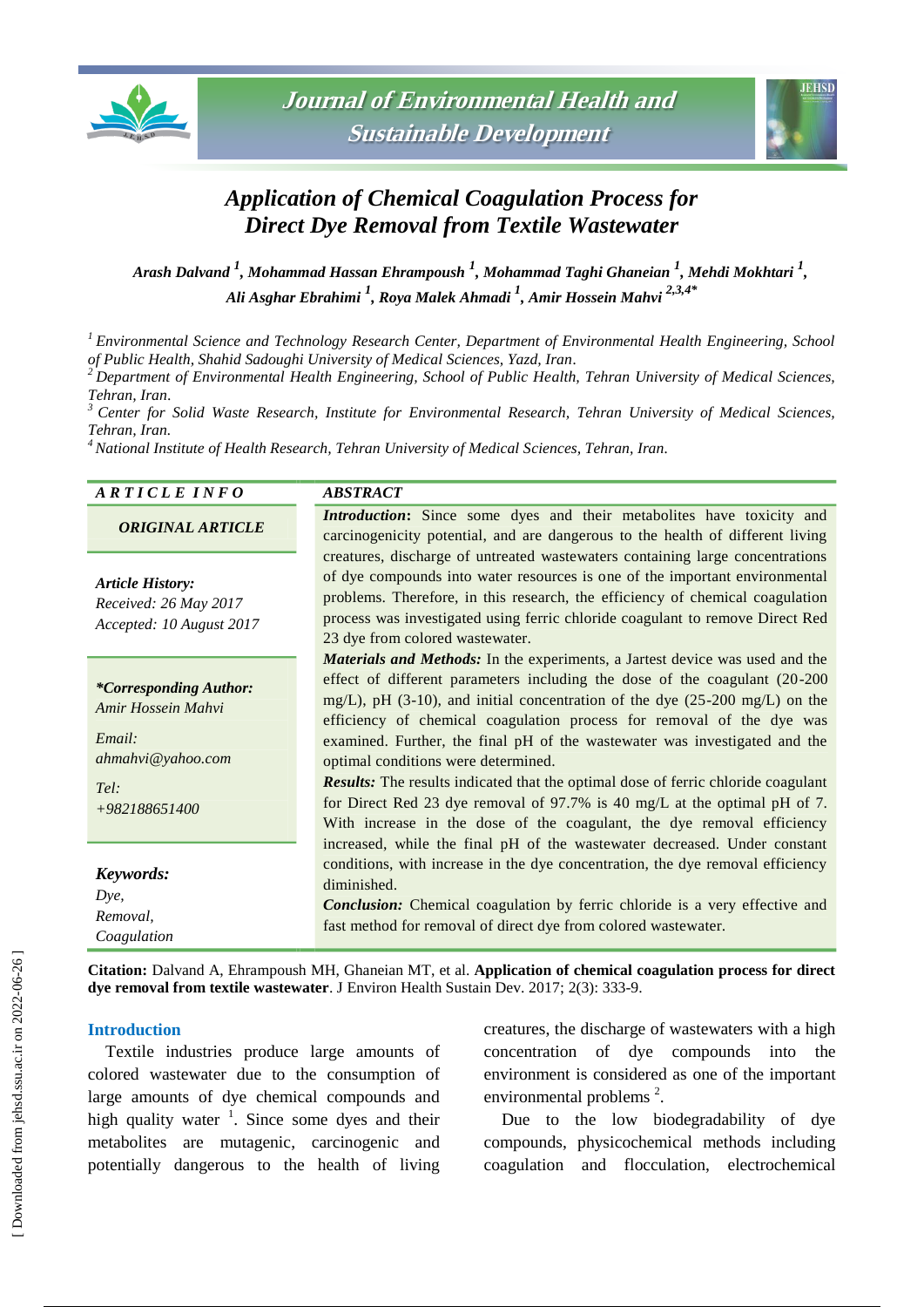# Application of Chemical Coagulation Process for Direct Dye Removal from Textile Wastewater

*Arash Dalvand [1], Mohammad Hassan Ehrampoush [1], Mohammad Taghi Ghaneian [1], Mehdi Mokhtari [1], Ali Asghar Ebrahimi [1], Roya Malek Ahmadi [1], Amir Hossein Mahvi [2,3,4*]*

[1] *Environmental Science and Technology Research Center, Department of Environmental Health Engineering, School of Public Health, Shahid Sadoughi University of Medical Sciences, Yazd, Iran.*

[2] *Department of Environmental Health Engineering, School of Public Health, Tehran University of Medical Sciences, Tehran, Iran.*

[3] *Center for Solid Waste Research, Institute for Environmental Research, Tehran University of Medical Sciences, Tehran, Iran.*

[4] *National Institute of Health Research, Tehran University of Medical Sciences, Tehran, Iran.*

## ARTICLE INFO

**ORIGINAL ARTICLE**

*Article History:*
*Received: 26 May 2017*
*Accepted: 10 August 2017*

***Corresponding Author:***
*Amir Hossein Mahvi*

*Email:*
*ahmahvi@yahoo.com*

*Tel:*
*+982188651400*

***Keywords:***
*Dye,*
*Removal,*
*Coagulation*

## ABSTRACT

***Introduction*:** Since some dyes and their metabolites have toxicity and carcinogenicity potential, and are dangerous to the health of different living creatures, discharge of untreated wastewaters containing large concentrations of dye compounds into water resources is one of the important environmental problems. Therefore, in this research, the efficiency of chemical coagulation process was investigated using ferric chloride coagulant to remove Direct Red 23 dye from colored wastewater.

***Materials and Methods:*** In the experiments, a Jartest device was used and the effect of different parameters including the dose of the coagulant (20-200 mg/L), pH (3-10), and initial concentration of the dye (25-200 mg/L) on the efficiency of chemical coagulation process for removal of the dye was examined. Further, the final pH of the wastewater was investigated and the optimal conditions were determined.

***Results:*** The results indicated that the optimal dose of ferric chloride coagulant for Direct Red 23 dye removal of 97.7% is 40 mg/L at the optimal pH of 7. With increase in the dose of the coagulant, the dye removal efficiency increased, while the final pH of the wastewater decreased. Under constant conditions, with increase in the dye concentration, the dye removal efficiency diminished.

***Conclusion:*** Chemical coagulation by ferric chloride is a very effective and fast method for removal of direct dye from colored wastewater.

**Citation:** Dalvand A, Ehrampoush MH, Ghaneian MT, et al. **Application of chemical coagulation process for direct dye removal from textile wastewater**. J Environ Health Sustain Dev. 2017; 2(3): 333-9.

## Introduction

Textile industries produce large amounts of colored wastewater due to the consumption of large amounts of dye chemical compounds and high quality water [1]. Since some dyes and their metabolites are mutagenic, carcinogenic and potentially dangerous to the health of living creatures, the discharge of wastewaters with a high concentration of dye compounds into the environment is considered as one of the important environmental problems [2].

Due to the low biodegradability of dye compounds, physicochemical methods including coagulation and flocculation, electrochemical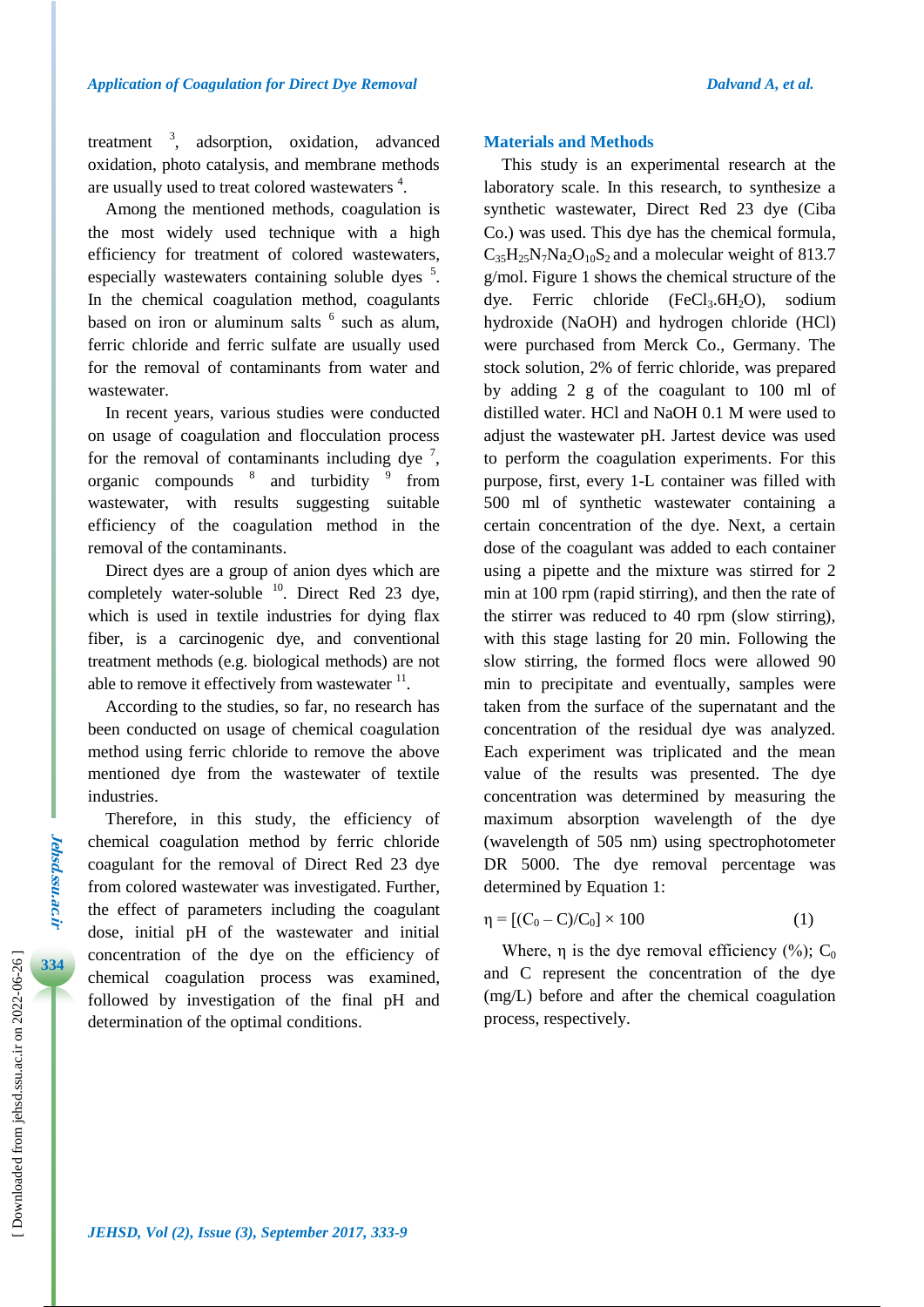treatment [3], adsorption, oxidation, advanced oxidation, photo catalysis, and membrane methods are usually used to treat colored wastewaters [4].

Among the mentioned methods, coagulation is the most widely used technique with a high efficiency for treatment of colored wastewaters, especially wastewaters containing soluble dyes [5]. In the chemical coagulation method, coagulants based on iron or aluminum salts [6] such as alum, ferric chloride and ferric sulfate are usually used for the removal of contaminants from water and wastewater.

In recent years, various studies were conducted on usage of coagulation and flocculation process for the removal of contaminants including dye [7], organic compounds [8] and turbidity [9] from wastewater, with results suggesting suitable efficiency of the coagulation method in the removal of the contaminants.

Direct dyes are a group of anion dyes which are completely water-soluble [10]. Direct Red 23 dye, which is used in textile industries for dying flax fiber, is a carcinogenic dye, and conventional treatment methods (e.g. biological methods) are not able to remove it effectively from wastewater [11].

According to the studies, so far, no research has been conducted on usage of chemical coagulation method using ferric chloride to remove the above mentioned dye from the wastewater of textile industries.

Therefore, in this study, the efficiency of chemical coagulation method by ferric chloride coagulant for the removal of Direct Red 23 dye from colored wastewater was investigated. Further, the effect of parameters including the coagulant dose, initial pH of the wastewater and initial concentration of the dye on the efficiency of chemical coagulation process was examined, followed by investigation of the final pH and determination of the optimal conditions.

## Materials and Methods

This study is an experimental research at the laboratory scale. In this research, to synthesize a synthetic wastewater, Direct Red 23 dye (Ciba Co.) was used. This dye has the chemical formula, $C_{35}H_{25}N_7Na_2O_{10}S_2$ and a molecular weight of 813.7 g/mol. Figure 1 shows the chemical structure of the dye. Ferric chloride ($FeCl_3.6H_2O$), sodium hydroxide (NaOH) and hydrogen chloride (HCl) were purchased from Merck Co., Germany. The stock solution, 2% of ferric chloride, was prepared by adding 2 g of the coagulant to 100 ml of distilled water. HCl and NaOH 0.1 M were used to adjust the wastewater pH. Jartest device was used to perform the coagulation experiments. For this purpose, first, every 1-L container was filled with 500 ml of synthetic wastewater containing a certain concentration of the dye. Next, a certain dose of the coagulant was added to each container using a pipette and the mixture was stirred for 2 min at 100 rpm (rapid stirring), and then the rate of the stirrer was reduced to 40 rpm (slow stirring), with this stage lasting for 20 min. Following the slow stirring, the formed flocs were allowed 90 min to precipitate and eventually, samples were taken from the surface of the supernatant and the concentration of the residual dye was analyzed. Each experiment was triplicated and the mean value of the results was presented. The dye concentration was determined by measuring the maximum absorption wavelength of the dye (wavelength of 505 nm) using spectrophotometer DR 5000. The dye removal percentage was determined by Equation 1:

$$\eta = [(C_0 - C)/C_0] \times 100 \qquad (1)$$

Where, $\eta$ is the dye removal efficiency (%); $C_0$ and C represent the concentration of the dye (mg/L) before and after the chemical coagulation process, respectively.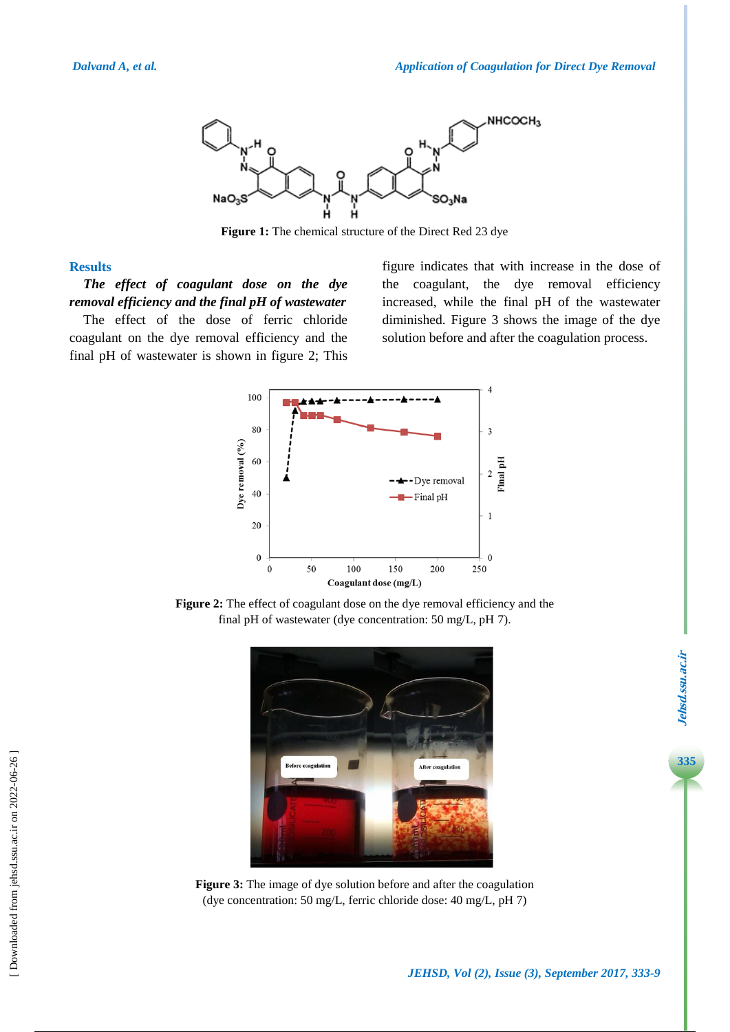Figure 1: The chemical structure of the Direct Red 23 dye

## Results

***The effect of coagulant dose on the dye removal efficiency and the final pH of wastewater***

The effect of the dose of ferric chloride coagulant on the dye removal efficiency and the final pH of wastewater is shown in figure 2; This figure indicates that with increase in the dose of the coagulant, the dye removal efficiency increased, while the final pH of the wastewater diminished. Figure 3 shows the image of the dye solution before and after the coagulation process.

**Figure 2:** The effect of coagulant dose on the dye removal efficiency and the final pH of wastewater (dye concentration: 50 mg/L, pH 7).

**Figure 3:** The image of dye solution before and after the coagulation (dye concentration: 50 mg/L, ferric chloride dose: 40 mg/L, pH 7)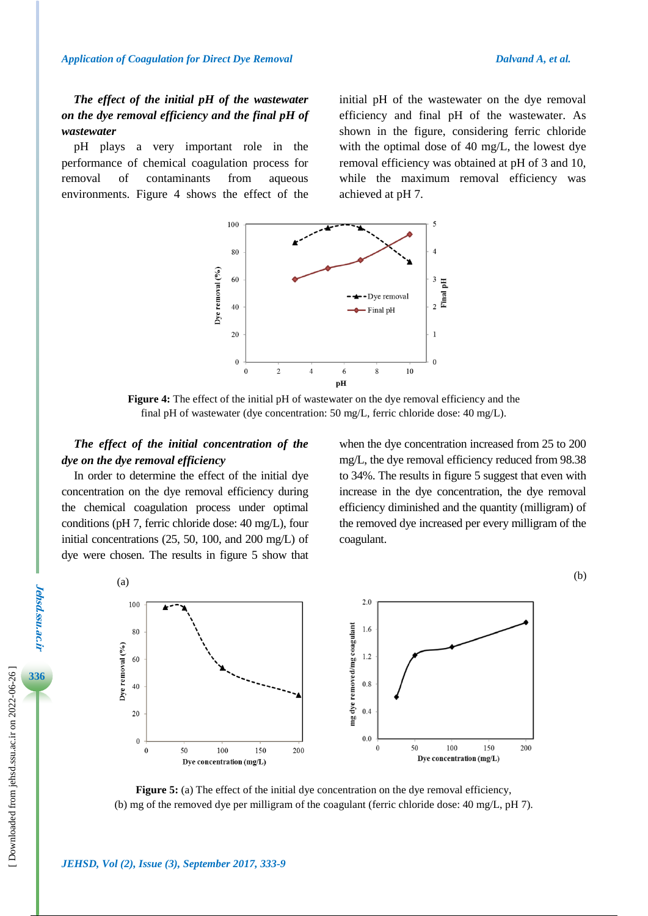***The effect of the initial pH of the wastewater on the dye removal efficiency and the final pH of wastewater***

pH plays a very important role in the performance of chemical coagulation process for removal of contaminants from aqueous environments. Figure 4 shows the effect of the initial pH of the wastewater on the dye removal efficiency and final pH of the wastewater. As shown in the figure, considering ferric chloride with the optimal dose of 40 mg/L, the lowest dye removal efficiency was obtained at pH of 3 and 10, while the maximum removal efficiency was achieved at pH 7.

**Figure 4:** The effect of the initial pH of wastewater on the dye removal efficiency and the final pH of wastewater (dye concentration: 50 mg/L, ferric chloride dose: 40 mg/L).

***The effect of the initial concentration of the dye on the dye removal efficiency***

In order to determine the effect of the initial dye concentration on the dye removal efficiency during the chemical coagulation process under optimal conditions (pH 7, ferric chloride dose: 40 mg/L), four initial concentrations (25, 50, 100, and 200 mg/L) of dye were chosen. The results in figure 5 show that when the dye concentration increased from 25 to 200 mg/L, the dye removal efficiency reduced from 98.38 to 34%. The results in figure 5 suggest that even with increase in the dye concentration, the dye removal efficiency diminished and the quantity (milligram) of the removed dye increased per every milligram of the coagulant.

**Figure 5:** (a) The effect of the initial dye concentration on the dye removal efficiency, (b) mg of the removed dye per milligram of the coagulant (ferric chloride dose: 40 mg/L, pH 7).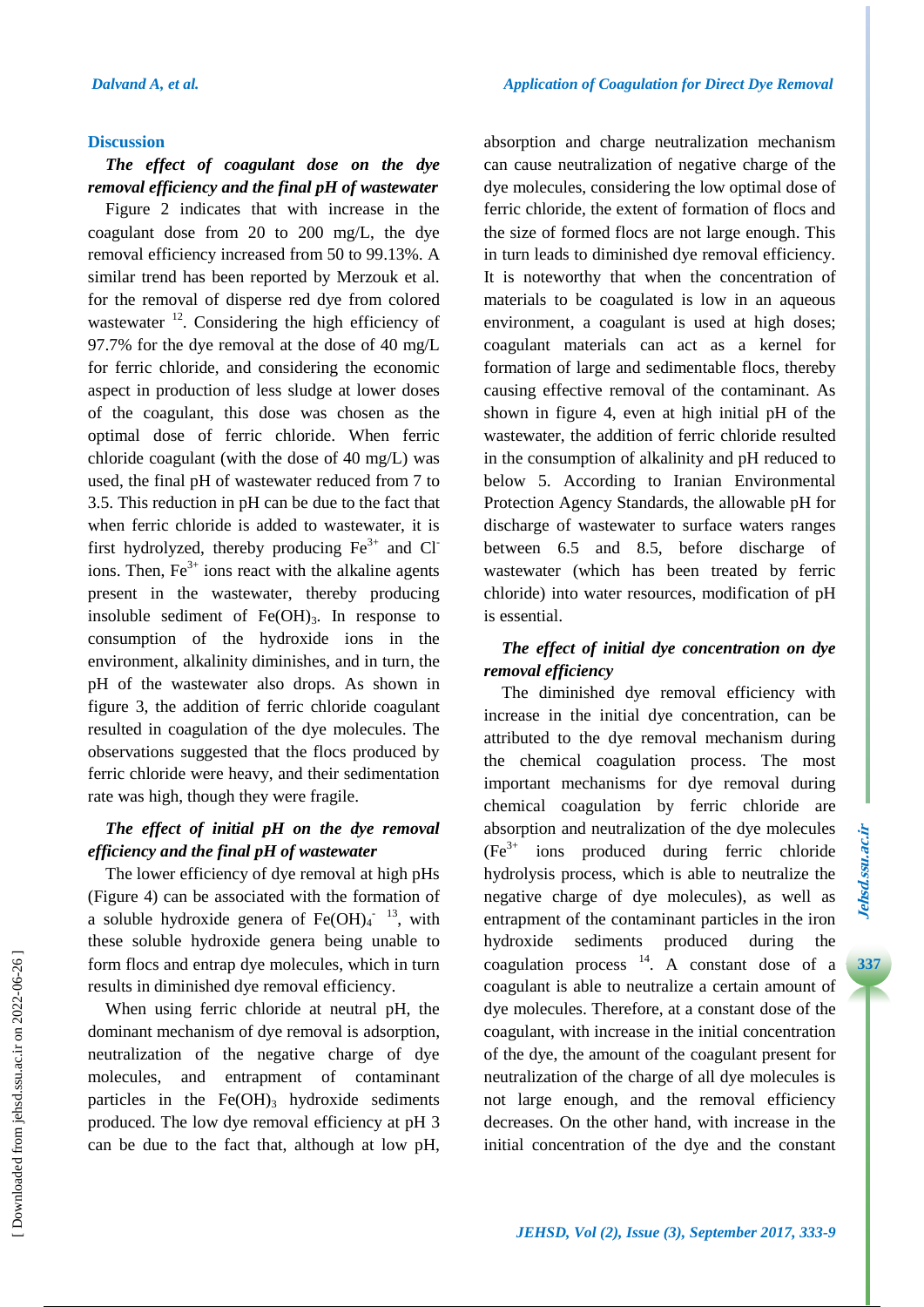## Discussion

***The effect of coagulant dose on the dye removal efficiency and the final pH of wastewater***

Figure 2 indicates that with increase in the coagulant dose from 20 to 200 mg/L, the dye removal efficiency increased from 50 to 99.13%. A similar trend has been reported by Merzouk et al. for the removal of disperse red dye from colored wastewater [12]. Considering the high efficiency of 97.7% for the dye removal at the dose of 40 mg/L for ferric chloride, and considering the economic aspect in production of less sludge at lower doses of the coagulant, this dose was chosen as the optimal dose of ferric chloride. When ferric chloride coagulant (with the dose of 40 mg/L) was used, the final pH of wastewater reduced from 7 to 3.5. This reduction in pH can be due to the fact that when ferric chloride is added to wastewater, it is first hydrolyzed, thereby producing $Fe^{3+}$ and $Cl^{-}$ ions. Then, $Fe^{3+}$ ions react with the alkaline agents present in the wastewater, thereby producing insoluble sediment of $Fe(OH)_3$. In response to consumption of the hydroxide ions in the environment, alkalinity diminishes, and in turn, the pH of the wastewater also drops. As shown in figure 3, the addition of ferric chloride coagulant resulted in coagulation of the dye molecules. The observations suggested that the flocs produced by ferric chloride were heavy, and their sedimentation rate was high, though they were fragile.

***The effect of initial pH on the dye removal efficiency and the final pH of wastewater***

The lower efficiency of dye removal at high pHs (Figure 4) can be associated with the formation of a soluble hydroxide genera of $Fe(OH)_4^-$ [13], with these soluble hydroxide genera being unable to form flocs and entrap dye molecules, which in turn results in diminished dye removal efficiency.

When using ferric chloride at neutral pH, the dominant mechanism of dye removal is adsorption, neutralization of the negative charge of dye molecules, and entrapment of contaminant particles in the $Fe(OH)_3$ hydroxide sediments produced. The low dye removal efficiency at pH 3 can be due to the fact that, although at low pH, absorption and charge neutralization mechanism can cause neutralization of negative charge of the dye molecules, considering the low optimal dose of ferric chloride, the extent of formation of flocs and the size of formed flocs are not large enough. This in turn leads to diminished dye removal efficiency. It is noteworthy that when the concentration of materials to be coagulated is low in an aqueous environment, a coagulant is used at high doses; coagulant materials can act as a kernel for formation of large and sedimentable flocs, thereby causing effective removal of the contaminant. As shown in figure 4, even at high initial pH of the wastewater, the addition of ferric chloride resulted in the consumption of alkalinity and pH reduced to below 5. According to Iranian Environmental Protection Agency Standards, the allowable pH for discharge of wastewater to surface waters ranges between 6.5 and 8.5, before discharge of wastewater (which has been treated by ferric chloride) into water resources, modification of pH is essential.

***The effect of initial dye concentration on dye removal efficiency***

The diminished dye removal efficiency with increase in the initial dye concentration, can be attributed to the dye removal mechanism during the chemical coagulation process. The most important mechanisms for dye removal during chemical coagulation by ferric chloride are absorption and neutralization of the dye molecules ($Fe^{3+}$ ions produced during ferric chloride hydrolysis process, which is able to neutralize the negative charge of dye molecules), as well as entrapment of the contaminant particles in the iron hydroxide sediments produced during the coagulation process [14]. A constant dose of a coagulant is able to neutralize a certain amount of dye molecules. Therefore, at a constant dose of the coagulant, with increase in the initial concentration of the dye, the amount of the coagulant present for neutralization of the charge of all dye molecules is not large enough, and the removal efficiency decreases. On the other hand, with increase in the initial concentration of the dye and the constant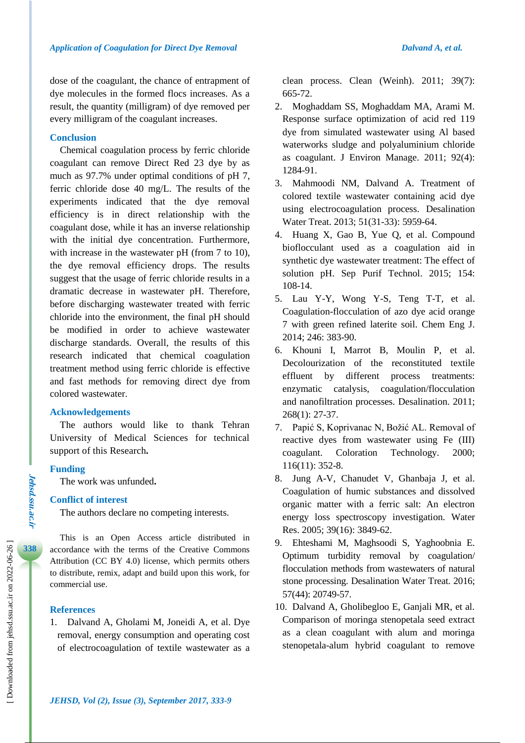dose of the coagulant, the chance of entrapment of dye molecules in the formed flocs increases. As a result, the quantity (milligram) of dye removed per every milligram of the coagulant increases.

## Conclusion

Chemical coagulation process by ferric chloride coagulant can remove Direct Red 23 dye by as much as 97.7% under optimal conditions of pH 7, ferric chloride dose 40 mg/L. The results of the experiments indicated that the dye removal efficiency is in direct relationship with the coagulant dose, while it has an inverse relationship with the initial dye concentration. Furthermore, with increase in the wastewater pH (from 7 to 10), the dye removal efficiency drops. The results suggest that the usage of ferric chloride results in a dramatic decrease in wastewater pH. Therefore, before discharging wastewater treated with ferric chloride into the environment, the final pH should be modified in order to achieve wastewater discharge standards. Overall, the results of this research indicated that chemical coagulation treatment method using ferric chloride is effective and fast methods for removing direct dye from colored wastewater.

## Acknowledgements

The authors would like to thank Tehran University of Medical Sciences for technical support of this Research**.**

## Funding

The work was unfunded**.**

## Conflict of interest

The authors declare no competing interests.

This is an Open Access article distributed in accordance with the terms of the Creative Commons Attribution (CC BY 4.0) license, which permits others to distribute, remix, adapt and build upon this work, for commercial use.

## References

1. Dalvand A, Gholami M, Joneidi A, et al. Dye removal, energy consumption and operating cost of electrocoagulation of textile wastewater as a clean process. Clean (Weinh). 2011; 39(7): 665-72.
2. Moghaddam SS, Moghaddam MA, Arami M. Response surface optimization of acid red 119 dye from simulated wastewater using Al based waterworks sludge and polyaluminium chloride as coagulant. J Environ Manage. 2011; 92(4): 1284-91.
3. Mahmoodi NM, Dalvand A. Treatment of colored textile wastewater containing acid dye using electrocoagulation process. Desalination Water Treat. 2013; 51(31-33): 5959-64.
4. Huang X, Gao B, Yue Q, et al. Compound bioflocculant used as a coagulation aid in synthetic dye wastewater treatment: The effect of solution pH. Sep Purif Technol. 2015; 154: 108-14.
5. Lau Y-Y, Wong Y-S, Teng T-T, et al. Coagulation-flocculation of azo dye acid orange 7 with green refined laterite soil. Chem Eng J. 2014; 246: 383-90.
6. Khouni I, Marrot B, Moulin P, et al. Decolourization of the reconstituted textile effluent by different process treatments: enzymatic catalysis, coagulation/flocculation and nanofiltration processes. Desalination. 2011; 268(1): 27-37.
7. Papić S, Koprivanac N, Božić AL. Removal of reactive dyes from wastewater using Fe (III) coagulant. Coloration Technology. 2000; 116(11): 352-8.
8. Jung A-V, Chanudet V, Ghanbaja J, et al. Coagulation of humic substances and dissolved organic matter with a ferric salt: An electron energy loss spectroscopy investigation. Water Res. 2005; 39(16): 3849-62.
9. Ehteshami M, Maghsoodi S, Yaghoobnia E. Optimum turbidity removal by coagulation/ flocculation methods from wastewaters of natural stone processing. Desalination Water Treat. 2016; 57(44): 20749-57.
10. Dalvand A, Gholibegloo E, Ganjali MR, et al. Comparison of moringa stenopetala seed extract as a clean coagulant with alum and moringa stenopetala-alum hybrid coagulant to remove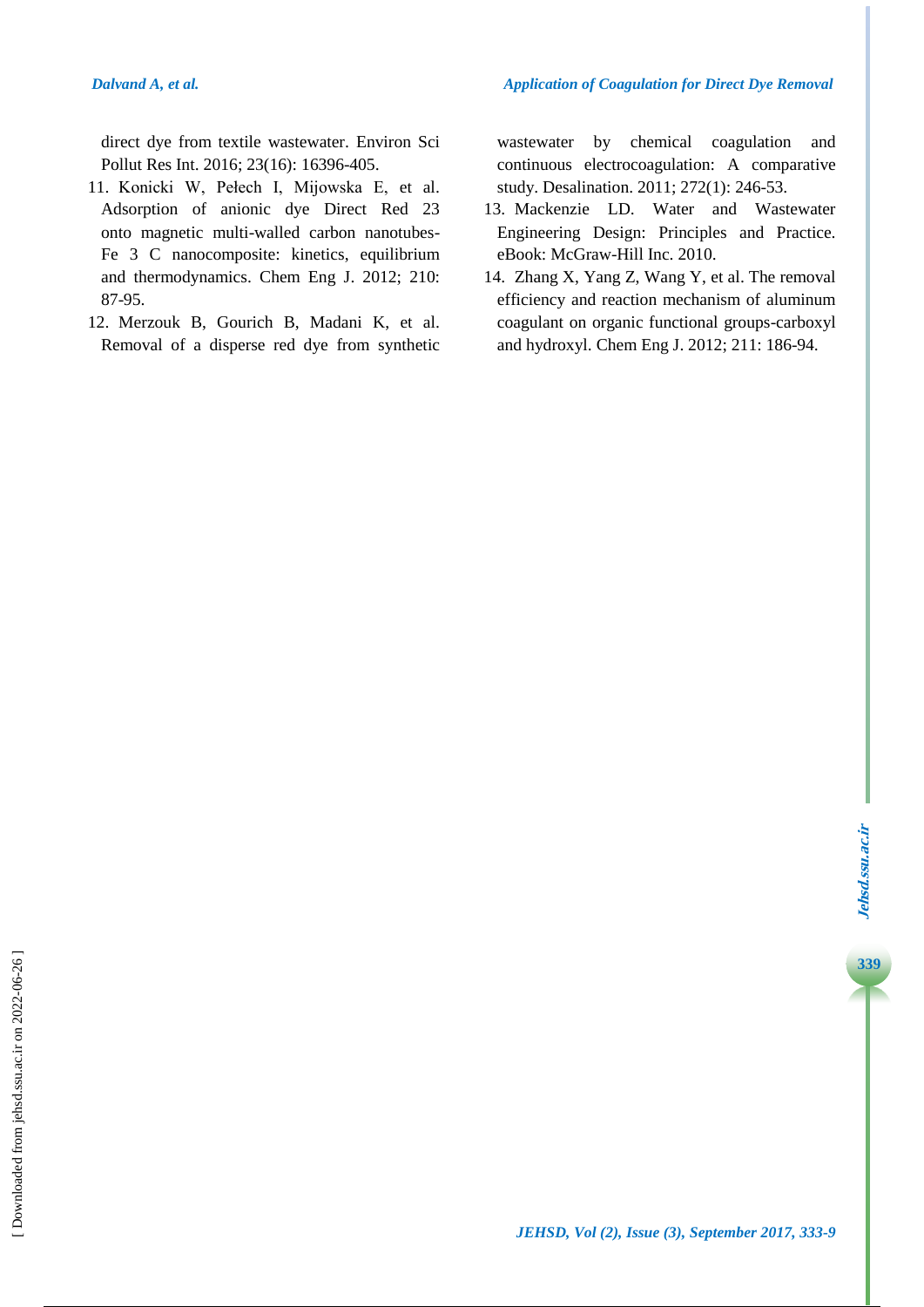direct dye from textile wastewater. Environ Sci Pollut Res Int. 2016; 23(16): 16396-405.

11. Konicki W, Pełech I, Mijowska E, et al. Adsorption of anionic dye Direct Red 23 onto magnetic multi-walled carbon nanotubes-Fe 3 C nanocomposite: kinetics, equilibrium and thermodynamics. Chem Eng J. 2012; 210: 87-95.
12. Merzouk B, Gourich B, Madani K, et al. Removal of a disperse red dye from synthetic wastewater by chemical coagulation and continuous electrocoagulation: A comparative study. Desalination. 2011; 272(1): 246-53.
13. Mackenzie LD. Water and Wastewater Engineering Design: Principles and Practice. eBook: McGraw-Hill Inc. 2010.
14. Zhang X, Yang Z, Wang Y, et al. The removal efficiency and reaction mechanism of aluminum coagulant on organic functional groups-carboxyl and hydroxyl. Chem Eng J. 2012; 211: 186-94.